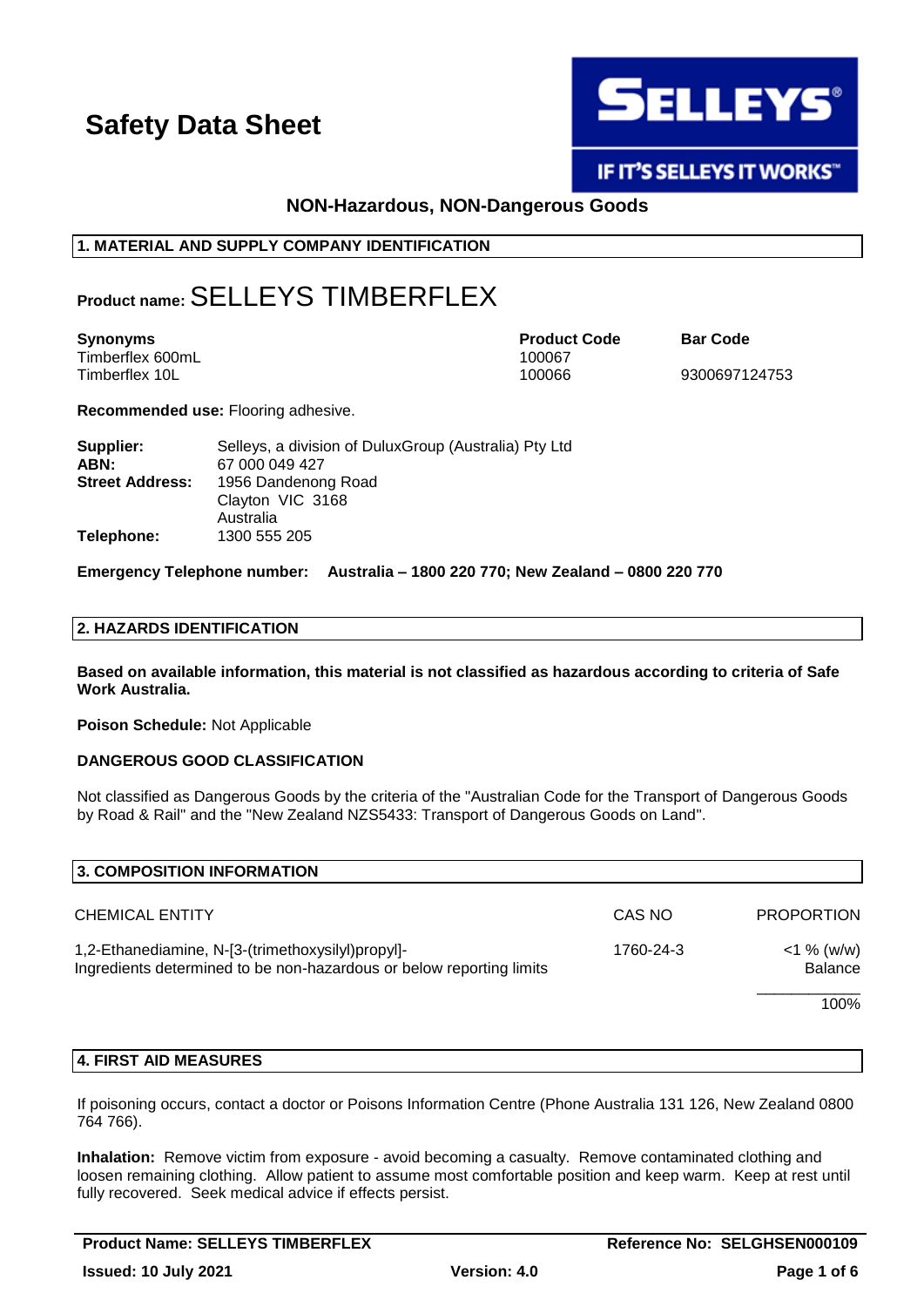# Safety Data Sheet

**NON-Hazardous, NON-Dangerous Goods**

## 1. MATERIAL AND SUPPLY COMPANY IDENTIFICATION

**Product name:** SELLEYS TIMBERFLEX

| **Synonyms** | **Product Code** | **Bar Code** |
|---|---|---|
| Timberflex 600mL | 100067 | |
| Timberflex 10L | 100066 | 9300697124753 |

**Recommended use:** Flooring adhesive.

**Supplier:** Selleys, a division of DuluxGroup (Australia) Pty Ltd
**ABN:** 67 000 049 427
**Street Address:** 1956 Dandenong Road
Clayton VIC 3168
Australia
**Telephone:** 1300 555 205

**Emergency Telephone number: Australia – 1800 220 770; New Zealand – 0800 220 770**

## 2. HAZARDS IDENTIFICATION

**Based on available information, this material is not classified as hazardous according to criteria of Safe Work Australia.**

**Poison Schedule:** Not Applicable

**DANGEROUS GOOD CLASSIFICATION**

Not classified as Dangerous Goods by the criteria of the "Australian Code for the Transport of Dangerous Goods by Road & Rail" and the "New Zealand NZS5433: Transport of Dangerous Goods on Land".

## 3. COMPOSITION INFORMATION

| CHEMICAL ENTITY | CAS NO | PROPORTION |
|---|---|---|
| 1,2-Ethanediamine, N-[3-(trimethoxysilyl)propyl]- | 1760-24-3 | <1 % (w/w) |
| Ingredients determined to be non-hazardous or below reporting limits | | Balance |
| | | 100% |

## 4. FIRST AID MEASURES

If poisoning occurs, contact a doctor or Poisons Information Centre (Phone Australia 131 126, New Zealand 0800 764 766).

**Inhalation:** Remove victim from exposure - avoid becoming a casualty. Remove contaminated clothing and loosen remaining clothing. Allow patient to assume most comfortable position and keep warm. Keep at rest until fully recovered. Seek medical advice if effects persist.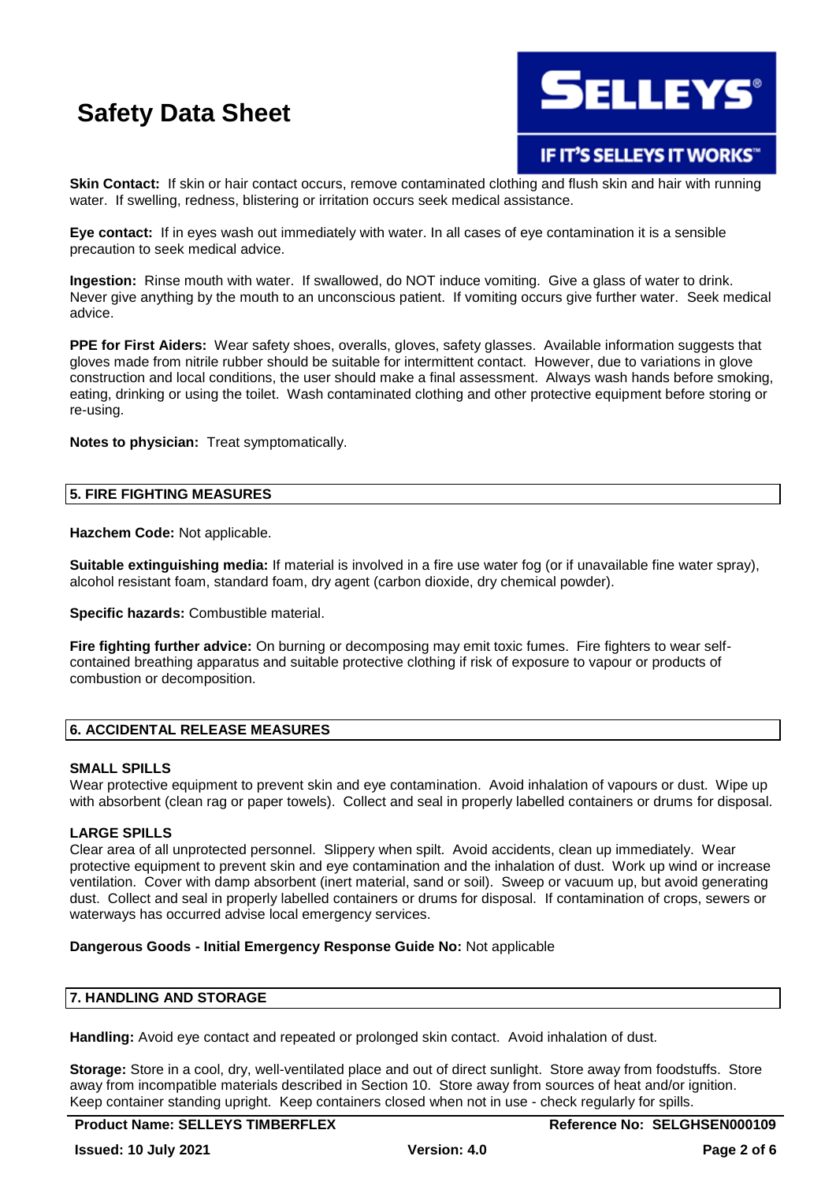**Skin Contact:** If skin or hair contact occurs, remove contaminated clothing and flush skin and hair with running water. If swelling, redness, blistering or irritation occurs seek medical assistance.

**Eye contact:** If in eyes wash out immediately with water. In all cases of eye contamination it is a sensible precaution to seek medical advice.

**Ingestion:** Rinse mouth with water. If swallowed, do NOT induce vomiting. Give a glass of water to drink. Never give anything by the mouth to an unconscious patient. If vomiting occurs give further water. Seek medical advice.

**PPE for First Aiders:** Wear safety shoes, overalls, gloves, safety glasses. Available information suggests that gloves made from nitrile rubber should be suitable for intermittent contact. However, due to variations in glove construction and local conditions, the user should make a final assessment. Always wash hands before smoking, eating, drinking or using the toilet. Wash contaminated clothing and other protective equipment before storing or re-using.

**Notes to physician:** Treat symptomatically.

## 5. FIRE FIGHTING MEASURES

**Hazchem Code:** Not applicable.

**Suitable extinguishing media:** If material is involved in a fire use water fog (or if unavailable fine water spray), alcohol resistant foam, standard foam, dry agent (carbon dioxide, dry chemical powder).

**Specific hazards:** Combustible material.

**Fire fighting further advice:** On burning or decomposing may emit toxic fumes. Fire fighters to wear self-contained breathing apparatus and suitable protective clothing if risk of exposure to vapour or products of combustion or decomposition.

## 6. ACCIDENTAL RELEASE MEASURES

### SMALL SPILLS

Wear protective equipment to prevent skin and eye contamination. Avoid inhalation of vapours or dust. Wipe up with absorbent (clean rag or paper towels). Collect and seal in properly labelled containers or drums for disposal.

### LARGE SPILLS

Clear area of all unprotected personnel. Slippery when spilt. Avoid accidents, clean up immediately. Wear protective equipment to prevent skin and eye contamination and the inhalation of dust. Work up wind or increase ventilation. Cover with damp absorbent (inert material, sand or soil). Sweep or vacuum up, but avoid generating dust. Collect and seal in properly labelled containers or drums for disposal. If contamination of crops, sewers or waterways has occurred advise local emergency services.

**Dangerous Goods - Initial Emergency Response Guide No:** Not applicable

## 7. HANDLING AND STORAGE

**Handling:** Avoid eye contact and repeated or prolonged skin contact. Avoid inhalation of dust.

**Storage:** Store in a cool, dry, well-ventilated place and out of direct sunlight. Store away from foodstuffs. Store away from incompatible materials described in Section 10. Store away from sources of heat and/or ignition. Keep container standing upright. Keep containers closed when not in use - check regularly for spills.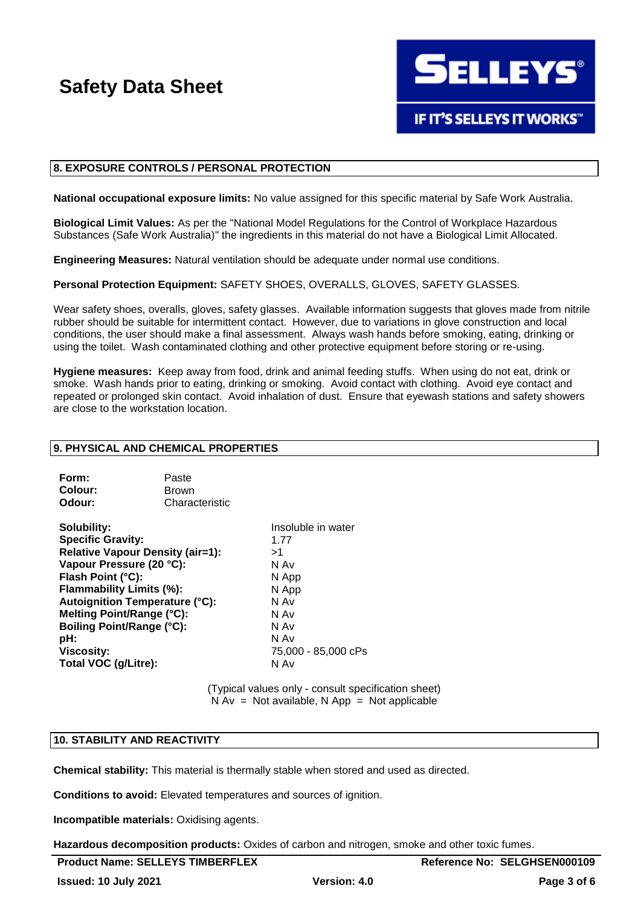## 8. EXPOSURE CONTROLS / PERSONAL PROTECTION

**National occupational exposure limits:** No value assigned for this specific material by Safe Work Australia.

**Biological Limit Values:** As per the "National Model Regulations for the Control of Workplace Hazardous Substances (Safe Work Australia)" the ingredients in this material do not have a Biological Limit Allocated.

**Engineering Measures:** Natural ventilation should be adequate under normal use conditions.

**Personal Protection Equipment:** SAFETY SHOES, OVERALLS, GLOVES, SAFETY GLASSES.

Wear safety shoes, overalls, gloves, safety glasses. Available information suggests that gloves made from nitrile rubber should be suitable for intermittent contact. However, due to variations in glove construction and local conditions, the user should make a final assessment. Always wash hands before smoking, eating, drinking or using the toilet. Wash contaminated clothing and other protective equipment before storing or re-using.

**Hygiene measures:** Keep away from food, drink and animal feeding stuffs. When using do not eat, drink or smoke. Wash hands prior to eating, drinking or smoking. Avoid contact with clothing. Avoid eye contact and repeated or prolonged skin contact. Avoid inhalation of dust. Ensure that eyewash stations and safety showers are close to the workstation location.

## 9. PHYSICAL AND CHEMICAL PROPERTIES

| | |
|---|---|
| **Form:** | Paste |
| **Colour:** | Brown |
| **Odour:** | Characteristic |

| | |
|---|---|
| **Solubility:** | Insoluble in water |
| **Specific Gravity:** | 1.77 |
| **Relative Vapour Density (air=1):** | >1 |
| **Vapour Pressure (20 °C):** | N Av |
| **Flash Point (°C):** | N App |
| **Flammability Limits (%):** | N App |
| **Autoignition Temperature (°C):** | N Av |
| **Melting Point/Range (°C):** | N Av |
| **Boiling Point/Range (°C):** | N Av |
| **pH:** | N Av |
| **Viscosity:** | 75,000 - 85,000 cPs |
| **Total VOC (g/Litre):** | N Av |

(Typical values only - consult specification sheet)
N Av = Not available, N App = Not applicable

## 10. STABILITY AND REACTIVITY

**Chemical stability:** This material is thermally stable when stored and used as directed.

**Conditions to avoid:** Elevated temperatures and sources of ignition.

**Incompatible materials:** Oxidising agents.

**Hazardous decomposition products:** Oxides of carbon and nitrogen, smoke and other toxic fumes.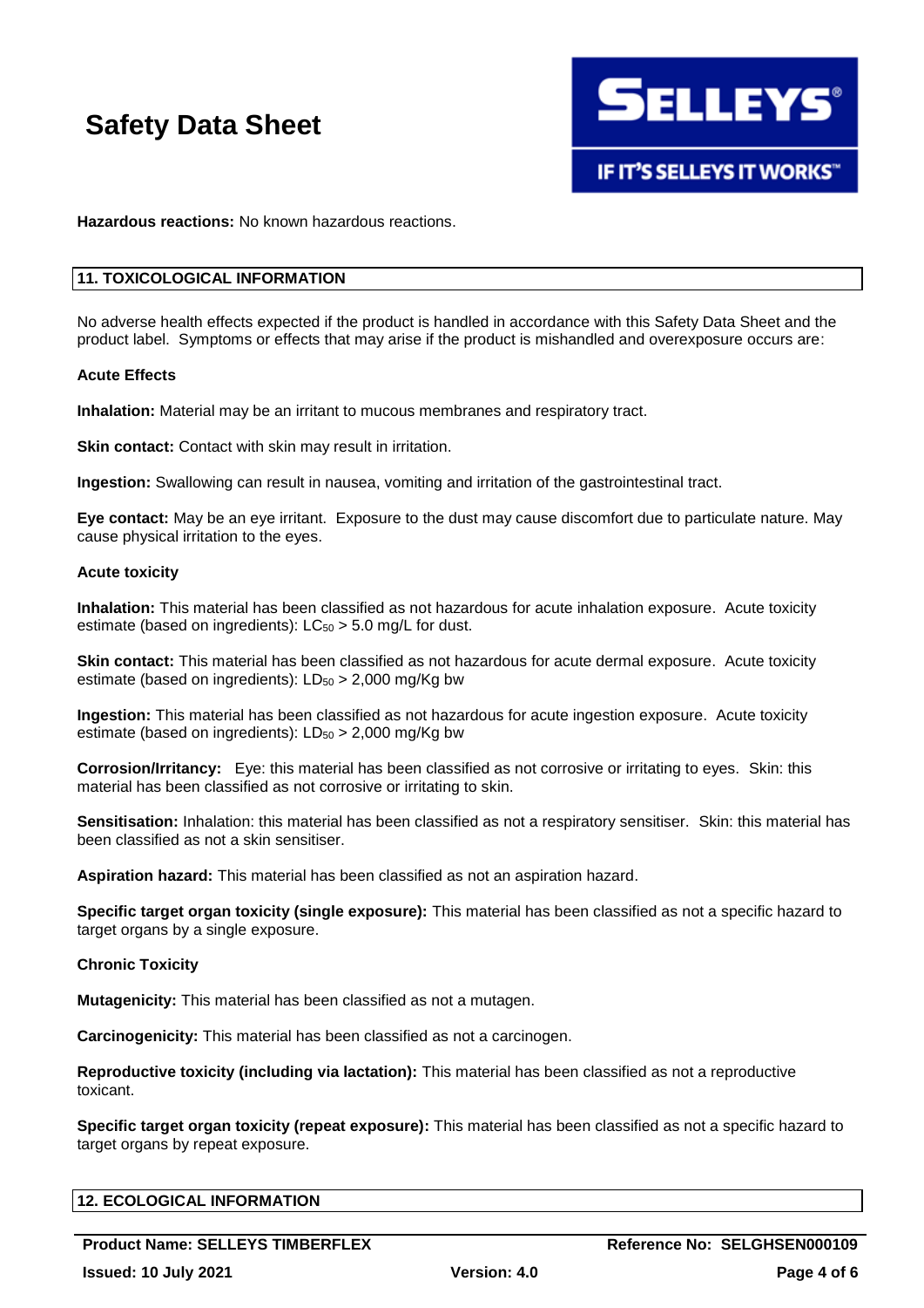**Hazardous reactions:** No known hazardous reactions.

## 11. TOXICOLOGICAL INFORMATION

No adverse health effects expected if the product is handled in accordance with this Safety Data Sheet and the product label. Symptoms or effects that may arise if the product is mishandled and overexposure occurs are:

**Acute Effects**

**Inhalation:** Material may be an irritant to mucous membranes and respiratory tract.

**Skin contact:** Contact with skin may result in irritation.

**Ingestion:** Swallowing can result in nausea, vomiting and irritation of the gastrointestinal tract.

**Eye contact:** May be an eye irritant. Exposure to the dust may cause discomfort due to particulate nature. May cause physical irritation to the eyes.

**Acute toxicity**

**Inhalation:** This material has been classified as not hazardous for acute inhalation exposure. Acute toxicity estimate (based on ingredients): $LC_{50}$ > 5.0 mg/L for dust.

**Skin contact:** This material has been classified as not hazardous for acute dermal exposure. Acute toxicity estimate (based on ingredients): $LD_{50}$ > 2,000 mg/Kg bw

**Ingestion:** This material has been classified as not hazardous for acute ingestion exposure. Acute toxicity estimate (based on ingredients): $LD_{50}$ > 2,000 mg/Kg bw

**Corrosion/Irritancy:** Eye: this material has been classified as not corrosive or irritating to eyes. Skin: this material has been classified as not corrosive or irritating to skin.

**Sensitisation:** Inhalation: this material has been classified as not a respiratory sensitiser. Skin: this material has been classified as not a skin sensitiser.

**Aspiration hazard:** This material has been classified as not an aspiration hazard.

**Specific target organ toxicity (single exposure):** This material has been classified as not a specific hazard to target organs by a single exposure.

**Chronic Toxicity**

**Mutagenicity:** This material has been classified as not a mutagen.

**Carcinogenicity:** This material has been classified as not a carcinogen.

**Reproductive toxicity (including via lactation):** This material has been classified as not a reproductive toxicant.

**Specific target organ toxicity (repeat exposure):** This material has been classified as not a specific hazard to target organs by repeat exposure.

## 12. ECOLOGICAL INFORMATION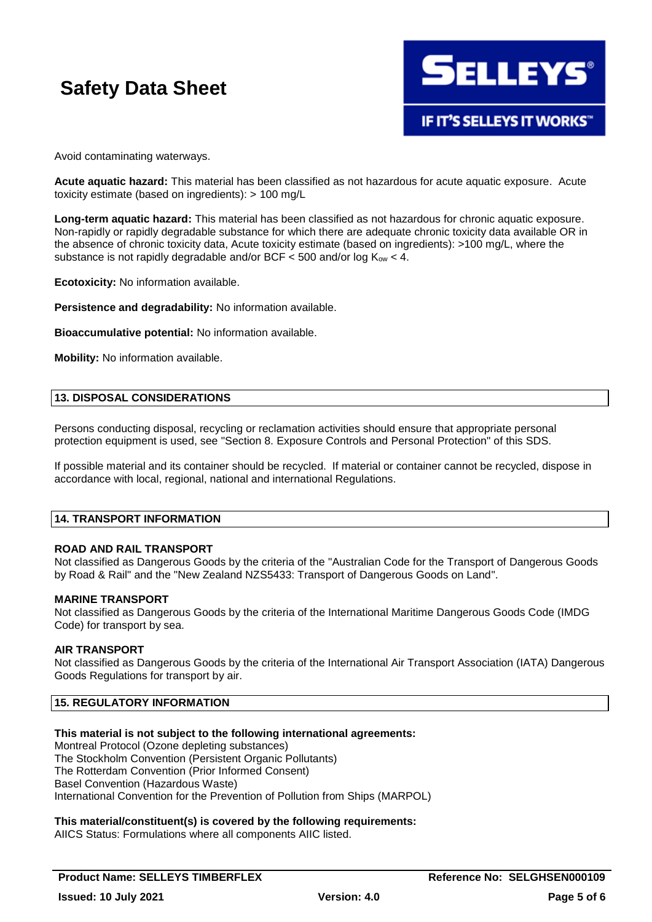Avoid contaminating waterways.

**Acute aquatic hazard:** This material has been classified as not hazardous for acute aquatic exposure. Acute toxicity estimate (based on ingredients): > 100 mg/L

**Long-term aquatic hazard:** This material has been classified as not hazardous for chronic aquatic exposure. Non-rapidly or rapidly degradable substance for which there are adequate chronic toxicity data available OR in the absence of chronic toxicity data, Acute toxicity estimate (based on ingredients): >100 mg/L, where the substance is not rapidly degradable and/or BCF < 500 and/or log $K_{ow}$ < 4.

**Ecotoxicity:** No information available.

**Persistence and degradability:** No information available.

**Bioaccumulative potential:** No information available.

**Mobility:** No information available.

## 13. DISPOSAL CONSIDERATIONS

Persons conducting disposal, recycling or reclamation activities should ensure that appropriate personal protection equipment is used, see "Section 8. Exposure Controls and Personal Protection" of this SDS.

If possible material and its container should be recycled. If material or container cannot be recycled, dispose in accordance with local, regional, national and international Regulations.

## 14. TRANSPORT INFORMATION

### ROAD AND RAIL TRANSPORT

Not classified as Dangerous Goods by the criteria of the "Australian Code for the Transport of Dangerous Goods by Road & Rail" and the "New Zealand NZS5433: Transport of Dangerous Goods on Land".

### MARINE TRANSPORT

Not classified as Dangerous Goods by the criteria of the International Maritime Dangerous Goods Code (IMDG Code) for transport by sea.

### AIR TRANSPORT

Not classified as Dangerous Goods by the criteria of the International Air Transport Association (IATA) Dangerous Goods Regulations for transport by air.

## 15. REGULATORY INFORMATION

**This material is not subject to the following international agreements:**
Montreal Protocol (Ozone depleting substances)
The Stockholm Convention (Persistent Organic Pollutants)
The Rotterdam Convention (Prior Informed Consent)
Basel Convention (Hazardous Waste)
International Convention for the Prevention of Pollution from Ships (MARPOL)

**This material/constituent(s) is covered by the following requirements:**
AIICS Status: Formulations where all components AIIC listed.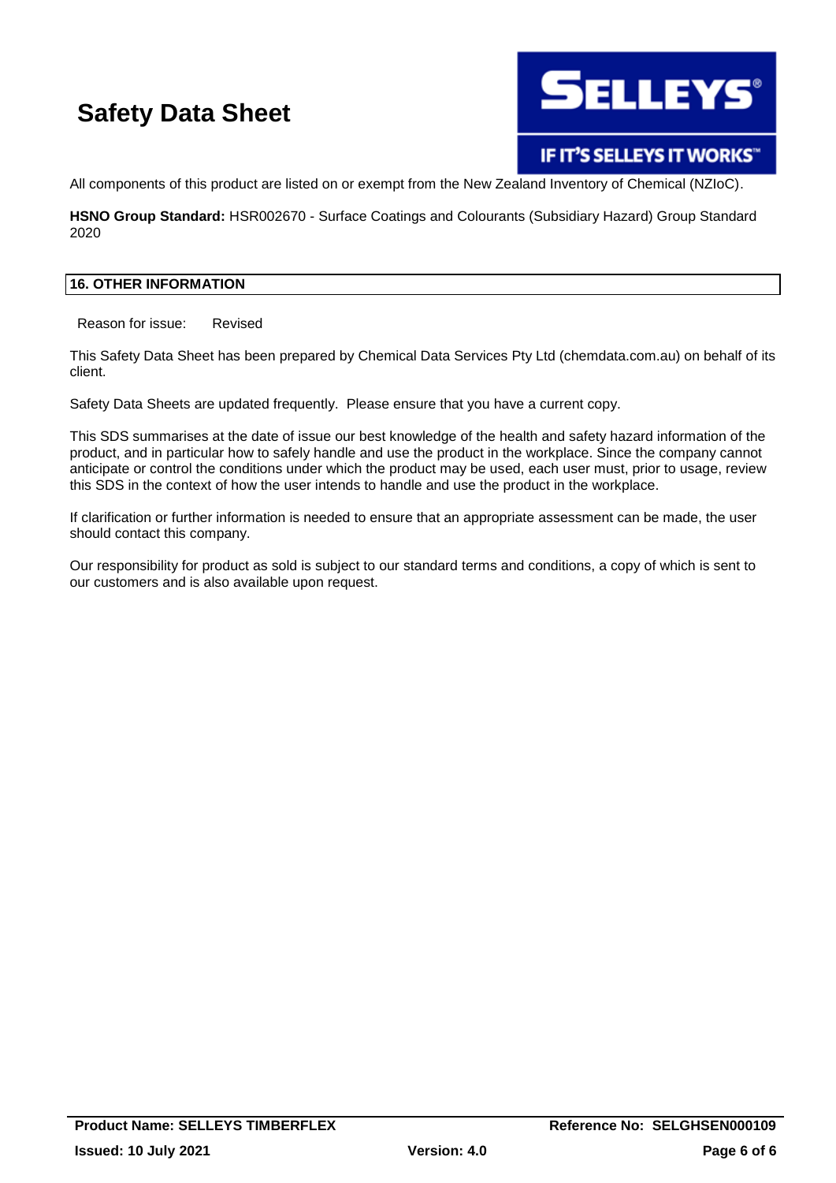All components of this product are listed on or exempt from the New Zealand Inventory of Chemical (NZIoC).

**HSNO Group Standard:** HSR002670 - Surface Coatings and Colourants (Subsidiary Hazard) Group Standard 2020

## 16. OTHER INFORMATION

Reason for issue: Revised

This Safety Data Sheet has been prepared by Chemical Data Services Pty Ltd (chemdata.com.au) on behalf of its client.

Safety Data Sheets are updated frequently. Please ensure that you have a current copy.

This SDS summarises at the date of issue our best knowledge of the health and safety hazard information of the product, and in particular how to safely handle and use the product in the workplace. Since the company cannot anticipate or control the conditions under which the product may be used, each user must, prior to usage, review this SDS in the context of how the user intends to handle and use the product in the workplace.

If clarification or further information is needed to ensure that an appropriate assessment can be made, the user should contact this company.

Our responsibility for product as sold is subject to our standard terms and conditions, a copy of which is sent to our customers and is also available upon request.